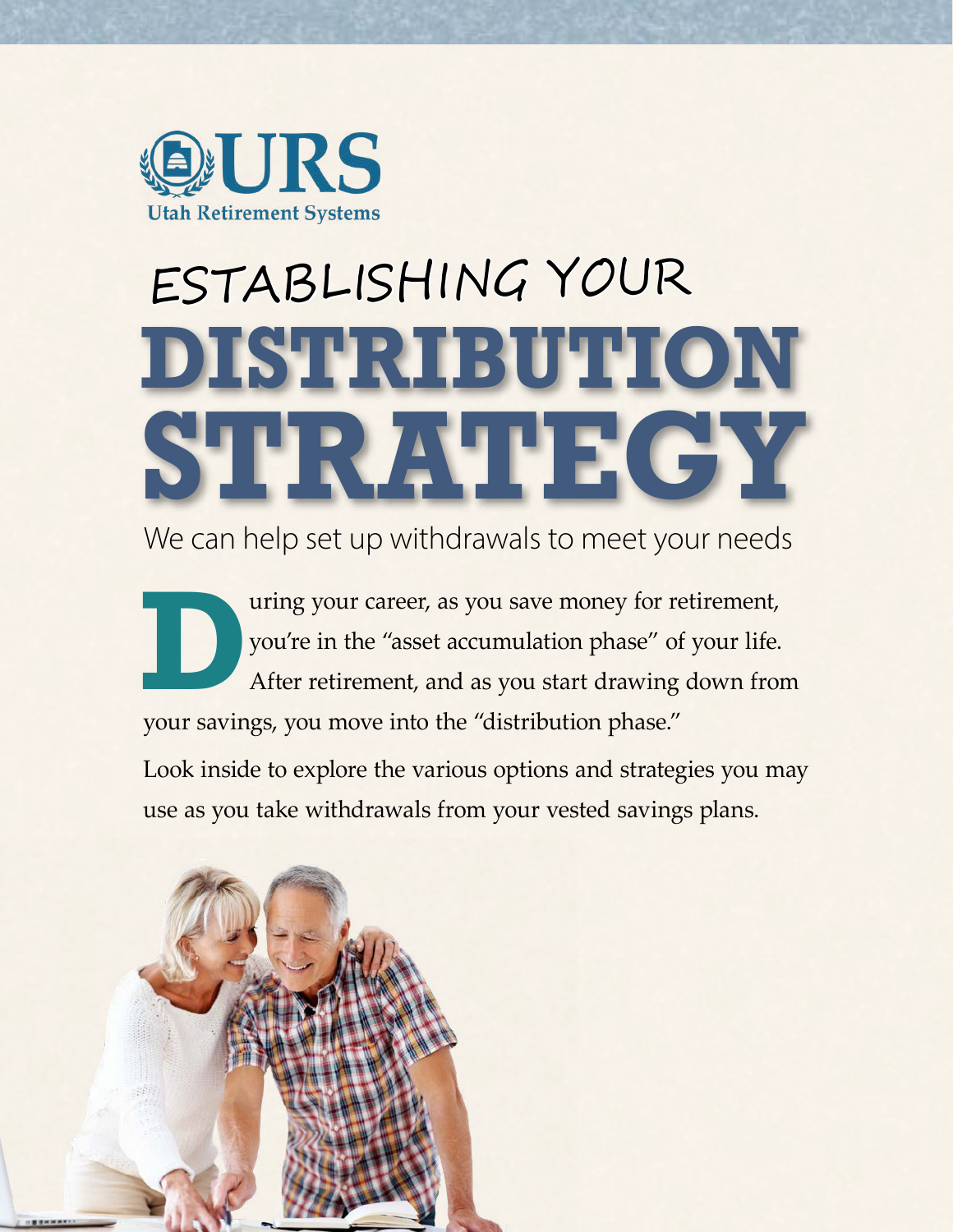URS

Utah Retirement Systems

# ESTABLISHING YOUR DISTRIBUTION STRATEGY

We can help set up withdrawals to meet your needs

During your career, as you save money for retirement, you're in the "asset accumulation phase" of your life. After retirement, and as you start drawing down from your savings, you move into the "distribution phase."

Look inside to explore the various options and strategies you may use as you take withdrawals from your vested savings plans.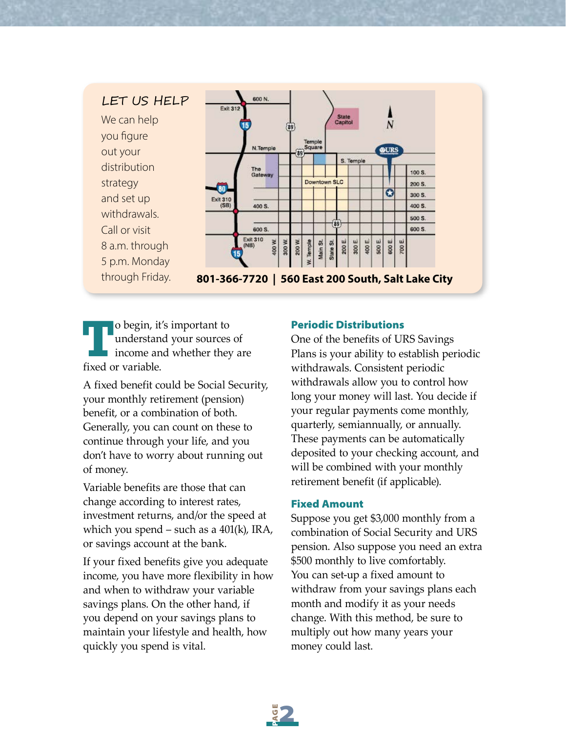## LET US HELP

We can help you figure out your distribution strategy and set up withdrawals. Call or visit 8 a.m. through 5 p.m. Monday through Friday.

**801-366-7720 | 560 East 200 South, Salt Lake City**

To begin, it's important to understand your sources of income and whether they are fixed or variable.

A fixed benefit could be Social Security, your monthly retirement (pension) benefit, or a combination of both. Generally, you can count on these to continue through your life, and you don't have to worry about running out of money.

Variable benefits are those that can change according to interest rates, investment returns, and/or the speed at which you spend – such as a 401(k), IRA, or savings account at the bank.

If your fixed benefits give you adequate income, you have more flexibility in how and when to withdraw your variable savings plans. On the other hand, if you depend on your savings plans to maintain your lifestyle and health, how quickly you spend is vital.

### Periodic Distributions

One of the benefits of URS Savings Plans is your ability to establish periodic withdrawals. Consistent periodic withdrawals allow you to control how long your money will last. You decide if your regular payments come monthly, quarterly, semiannually, or annually. These payments can be automatically deposited to your checking account, and will be combined with your monthly retirement benefit (if applicable).

### Fixed Amount

Suppose you get $3,000 monthly from a combination of Social Security and URS pension. Also suppose you need an extra $500 monthly to live comfortably. You can set-up a fixed amount to withdraw from your savings plans each month and modify it as your needs change. With this method, be sure to multiply out how many years your money could last.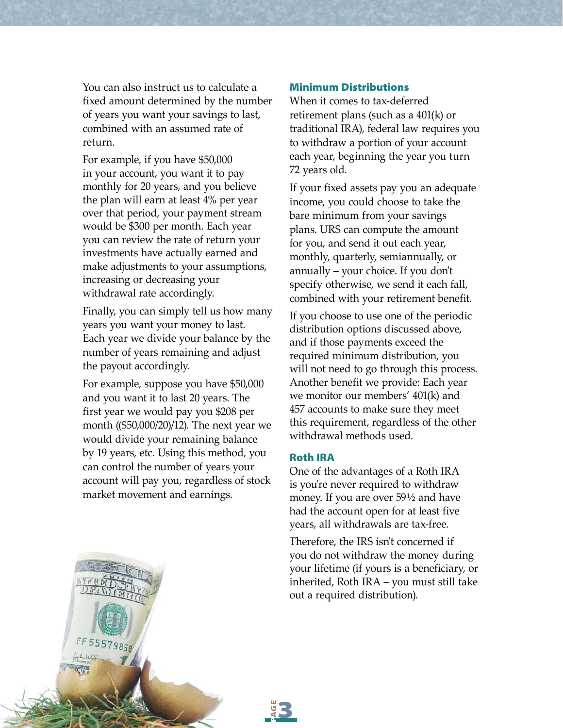You can also instruct us to calculate a fixed amount determined by the number of years you want your savings to last, combined with an assumed rate of return.

For example, if you have $50,000 in your account, you want it to pay monthly for 20 years, and you believe the plan will earn at least 4% per year over that period, your payment stream would be $300 per month. Each year you can review the rate of return your investments have actually earned and make adjustments to your assumptions, increasing or decreasing your withdrawal rate accordingly.

Finally, you can simply tell us how many years you want your money to last. Each year we divide your balance by the number of years remaining and adjust the payout accordingly.

For example, suppose you have $50,000 and you want it to last 20 years. The first year we would pay you $208 per month (($50,000/20)/12). The next year we would divide your remaining balance by 19 years, etc. Using this method, you can control the number of years your account will pay you, regardless of stock market movement and earnings.

## Minimum Distributions

When it comes to tax-deferred retirement plans (such as a 401(k) or traditional IRA), federal law requires you to withdraw a portion of your account each year, beginning the year you turn 72 years old.

If your fixed assets pay you an adequate income, you could choose to take the bare minimum from your savings plans. URS can compute the amount for you, and send it out each year, monthly, quarterly, semiannually, or annually – your choice. If you don't specify otherwise, we send it each fall, combined with your retirement benefit.

If you choose to use one of the periodic distribution options discussed above, and if those payments exceed the required minimum distribution, you will not need to go through this process. Another benefit we provide: Each year we monitor our members' 401(k) and 457 accounts to make sure they meet this requirement, regardless of the other withdrawal methods used.

## Roth IRA

One of the advantages of a Roth IRA is you're never required to withdraw money. If you are over 59½ and have had the account open for at least five years, all withdrawals are tax-free.

Therefore, the IRS isn't concerned if you do not withdraw the money during your lifetime (if yours is a beneficiary, or inherited, Roth IRA – you must still take out a required distribution).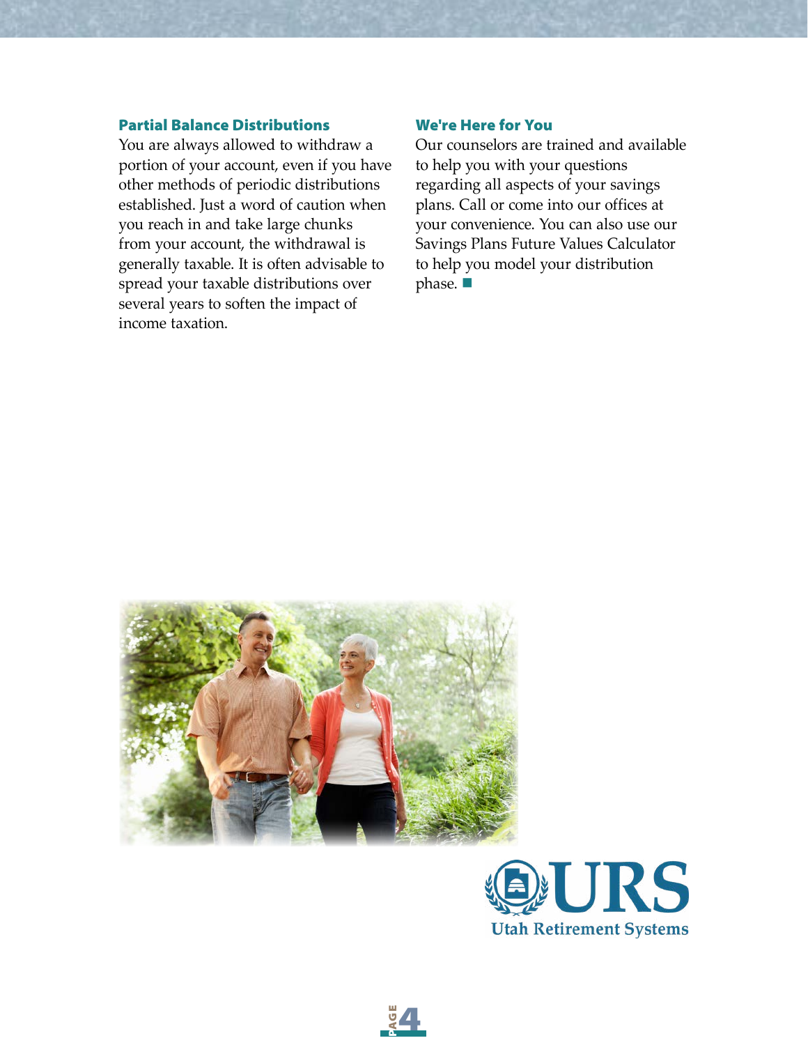### Partial Balance Distributions

You are always allowed to withdraw a portion of your account, even if you have other methods of periodic distributions established. Just a word of caution when you reach in and take large chunks from your account, the withdrawal is generally taxable. It is often advisable to spread your taxable distributions over several years to soften the impact of income taxation.

### We're Here for You

Our counselors are trained and available to help you with your questions regarding all aspects of your savings plans. Call or come into our offices at your convenience. You can also use our Savings Plans Future Values Calculator to help you model your distribution phase. ■

URS
Utah Retirement Systems